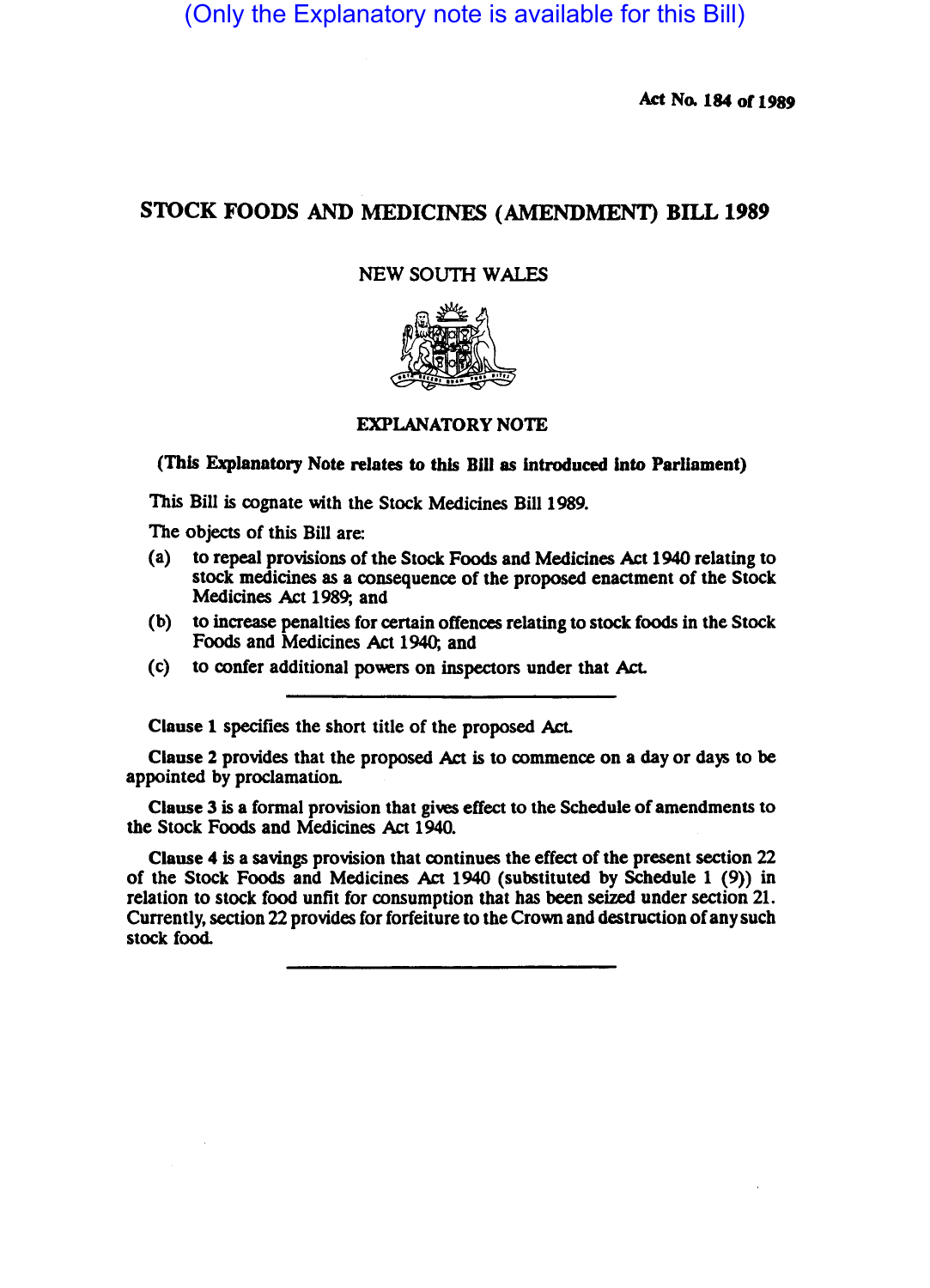(Only the Explanatory note is available for this Bill)

Act No. 184 of 1989

# STOCK FOODS AND MEDICINES (AMENDMENT) BILL 1989

NEW SOUTH WALES

## EXPLANATORY NOTE

**(This Explanatory Note relates to this Bill as introduced into Parliament)**

This Bill is cognate with the Stock Medicines Bill 1989.

The objects of this Bill are:

(a) to repeal provisions of the Stock Foods and Medicines Act 1940 relating to stock medicines as a consequence of the proposed enactment of the Stock Medicines Act 1989; and

(b) to increase penalties for certain offences relating to stock foods in the Stock Foods and Medicines Act 1940; and

(c) to confer additional powers on inspectors under that Act.

---

**Clause 1** specifies the short title of the proposed Act.

**Clause 2** provides that the proposed Act is to commence on a day or days to be appointed by proclamation.

**Clause 3** is a formal provision that gives effect to the Schedule of amendments to the Stock Foods and Medicines Act 1940.

**Clause 4** is a savings provision that continues the effect of the present section 22 of the Stock Foods and Medicines Act 1940 (substituted by Schedule 1 (9)) in relation to stock food unfit for consumption that has been seized under section 21. Currently, section 22 provides for forfeiture to the Crown and destruction of any such stock food.

---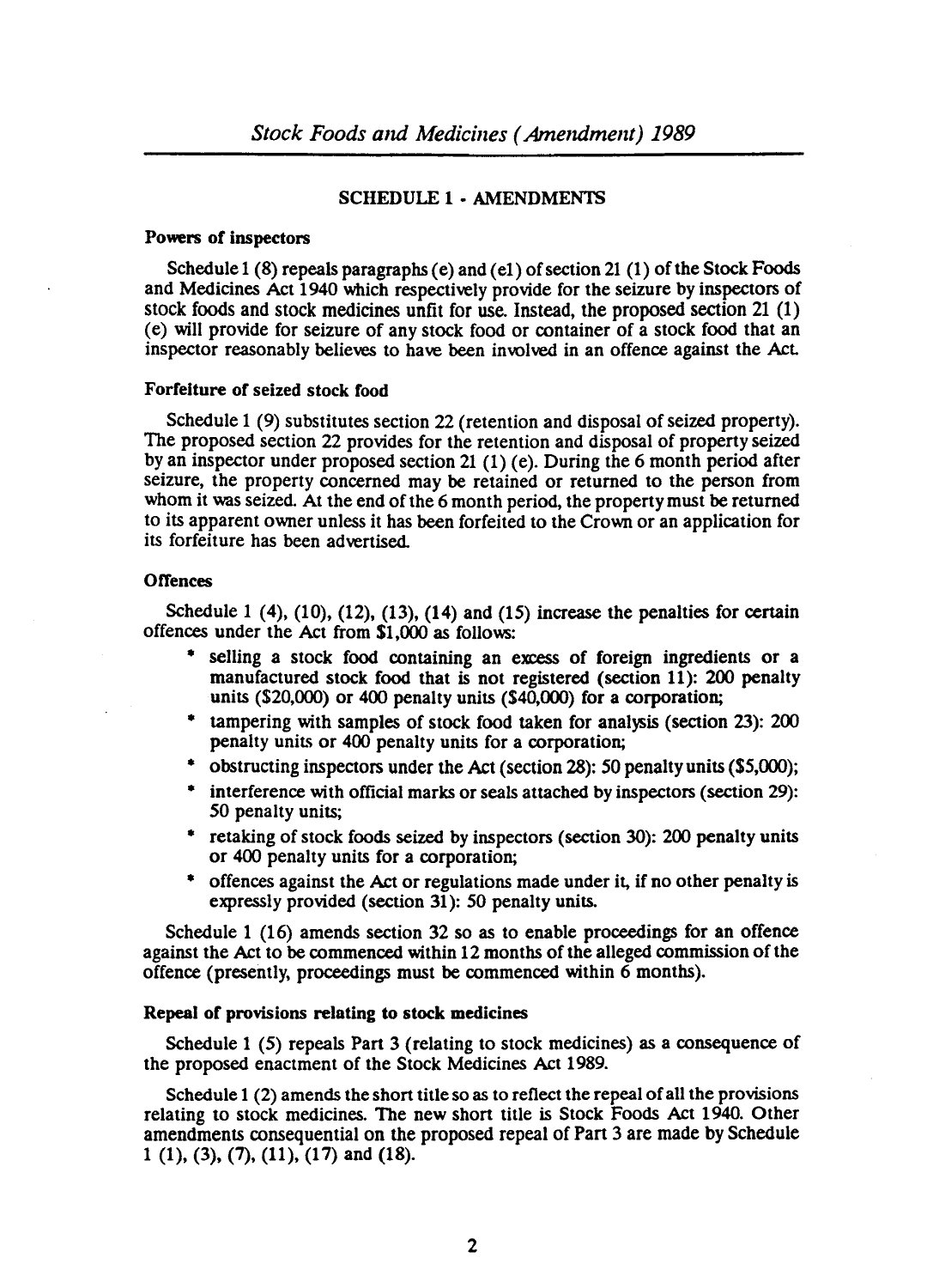## SCHEDULE 1 - AMENDMENTS

### Powers of inspectors

Schedule 1 (8) repeals paragraphs (e) and (e1) of section 21 (1) of the Stock Foods and Medicines Act 1940 which respectively provide for the seizure by inspectors of stock foods and stock medicines unfit for use. Instead, the proposed section 21 (1) (e) will provide for seizure of any stock food or container of a stock food that an inspector reasonably believes to have been involved in an offence against the Act.

### Forfeiture of seized stock food

Schedule 1 (9) substitutes section 22 (retention and disposal of seized property). The proposed section 22 provides for the retention and disposal of property seized by an inspector under proposed section 21 (1) (e). During the 6 month period after seizure, the property concerned may be retained or returned to the person from whom it was seized. At the end of the 6 month period, the property must be returned to its apparent owner unless it has been forfeited to the Crown or an application for its forfeiture has been advertised.

### Offences

Schedule 1 (4), (10), (12), (13), (14) and (15) increase the penalties for certain offences under the Act from $1,000 as follows:

* selling a stock food containing an excess of foreign ingredients or a manufactured stock food that is not registered (section 11): 200 penalty units ($20,000) or 400 penalty units ($40,000) for a corporation;
* tampering with samples of stock food taken for analysis (section 23): 200 penalty units or 400 penalty units for a corporation;
* obstructing inspectors under the Act (section 28): 50 penalty units ($5,000);
* interference with official marks or seals attached by inspectors (section 29): 50 penalty units;
* retaking of stock foods seized by inspectors (section 30): 200 penalty units or 400 penalty units for a corporation;
* offences against the Act or regulations made under it, if no other penalty is expressly provided (section 31): 50 penalty units.

Schedule 1 (16) amends section 32 so as to enable proceedings for an offence against the Act to be commenced within 12 months of the alleged commission of the offence (presently, proceedings must be commenced within 6 months).

### Repeal of provisions relating to stock medicines

Schedule 1 (5) repeals Part 3 (relating to stock medicines) as a consequence of the proposed enactment of the Stock Medicines Act 1989.

Schedule 1 (2) amends the short title so as to reflect the repeal of all the provisions relating to stock medicines. The new short title is Stock Foods Act 1940. Other amendments consequential on the proposed repeal of Part 3 are made by Schedule 1 (1), (3), (7), (11), (17) and (18).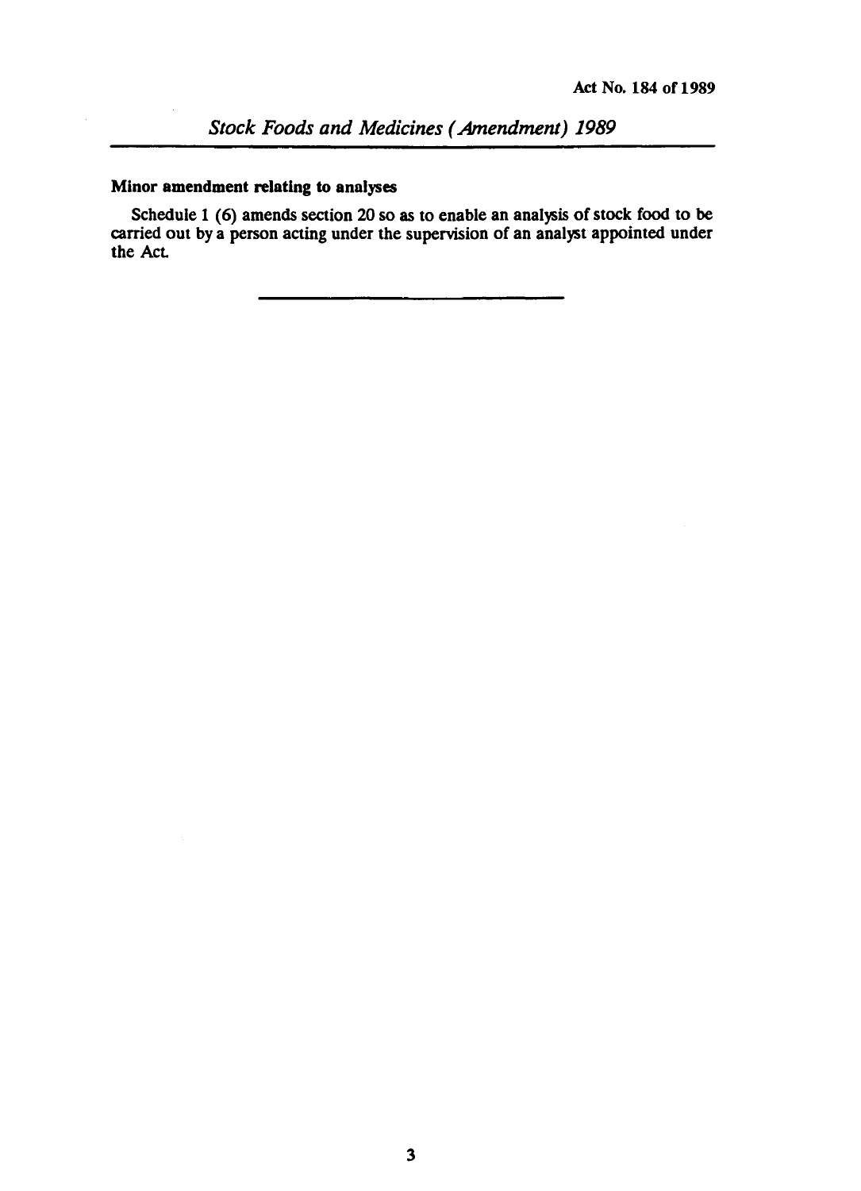### Minor amendment relating to analyses

Schedule 1 (6) amends section 20 so as to enable an analysis of stock food to be carried out by a person acting under the supervision of an analyst appointed under the Act.